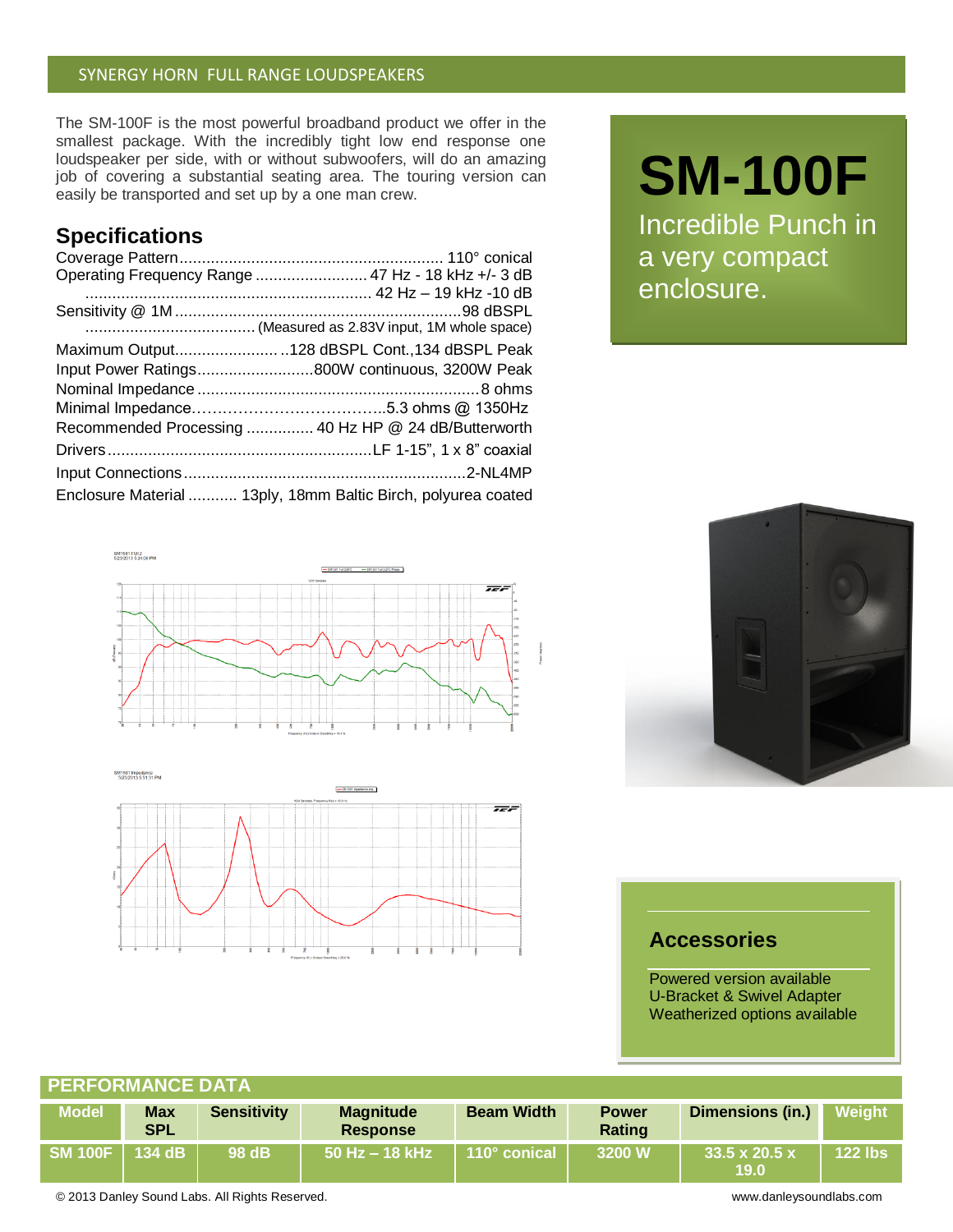SYNERGY HORN FULL RANGE LOUDSPEAKERS

The SM-100F is the most powerful broadband product we offer in the smallest package. With the incredibly tight low end response one loudspeaker per side, with or without subwoofers, will do an amazing job of covering a substantial seating area. The touring version can easily be transported and set up by a one man crew.

# SM-100F

Incredible Punch in a very compact enclosure.

## Specifications

Coverage Pattern............................................................ 110° conical
Operating Frequency Range ......................... 47 Hz - 18 kHz +/- 3 dB
................................................................ 42 Hz – 19 kHz -10 dB
Sensitivity @ 1M ................................................................98 dBSPL
...................................... (Measured as 2.83V input, 1M whole space)
Maximum Output....................... ..128 dBSPL Cont.,134 dBSPL Peak
Input Power Ratings..........................800W continuous, 3200W Peak
Nominal Impedance ..............................................................8 ohms
Minimal Impedance………………………………..5.3 ohms @ 1350Hz
Recommended Processing ............... 40 Hz HP @ 24 dB/Butterworth
Drivers ...........................................................LF 1-15", 1 x 8" coaxial
Input Connections ...............................................................2-NL4MP
Enclosure Material ........... 13ply, 18mm Baltic Birch, polyurea coated

## Accessories

Powered version available
U-Bracket & Swivel Adapter
Weatherized options available

## PERFORMANCE DATA

| Model | Max SPL | Sensitivity | Magnitude Response | Beam Width | Power Rating | Dimensions (in.) | Weight |
|---|---|---|---|---|---|---|---|
| SM 100F | 134 dB | 98 dB | 50 Hz – 18 kHz | 110° conical | 3200 W | 33.5 x 20.5 x 19.0 | 122 lbs |

© 2013 Danley Sound Labs. All Rights Reserved. www.danleysoundlabs.com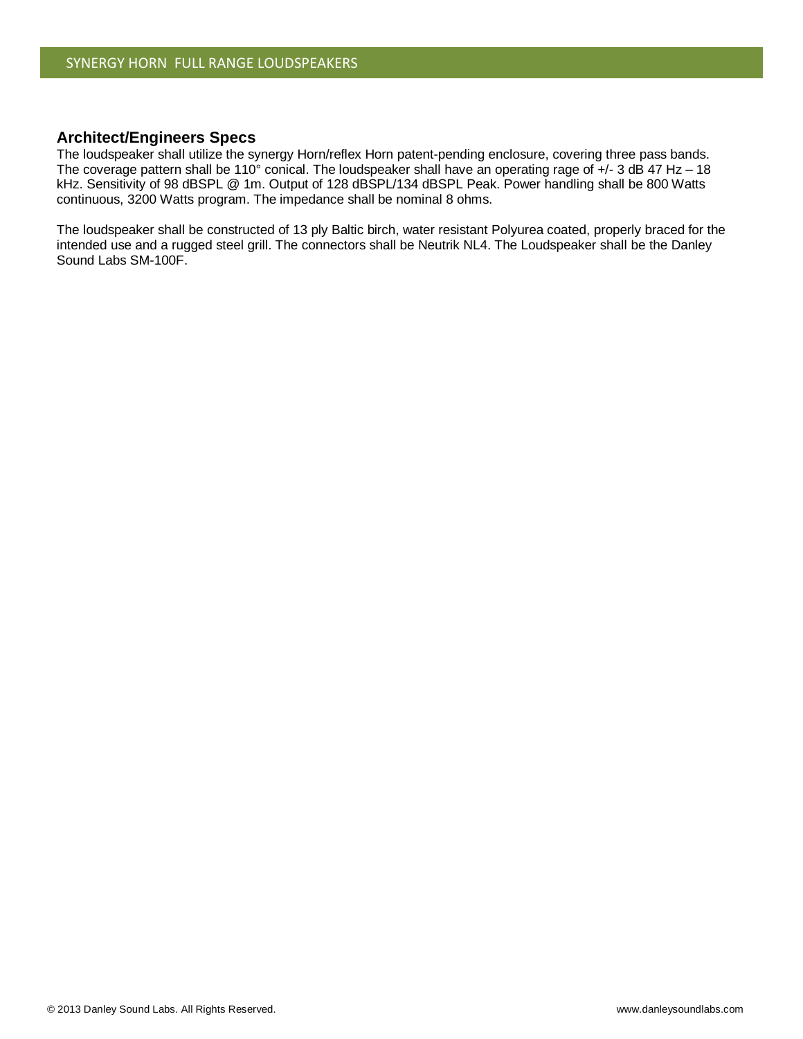## Architect/Engineers Specs

The loudspeaker shall utilize the synergy Horn/reflex Horn patent-pending enclosure, covering three pass bands. The coverage pattern shall be 110° conical. The loudspeaker shall have an operating rage of +/- 3 dB 47 Hz – 18 kHz. Sensitivity of 98 dBSPL @ 1m. Output of 128 dBSPL/134 dBSPL Peak. Power handling shall be 800 Watts continuous, 3200 Watts program. The impedance shall be nominal 8 ohms.

The loudspeaker shall be constructed of 13 ply Baltic birch, water resistant Polyurea coated, properly braced for the intended use and a rugged steel grill. The connectors shall be Neutrik NL4. The Loudspeaker shall be the Danley Sound Labs SM-100F.